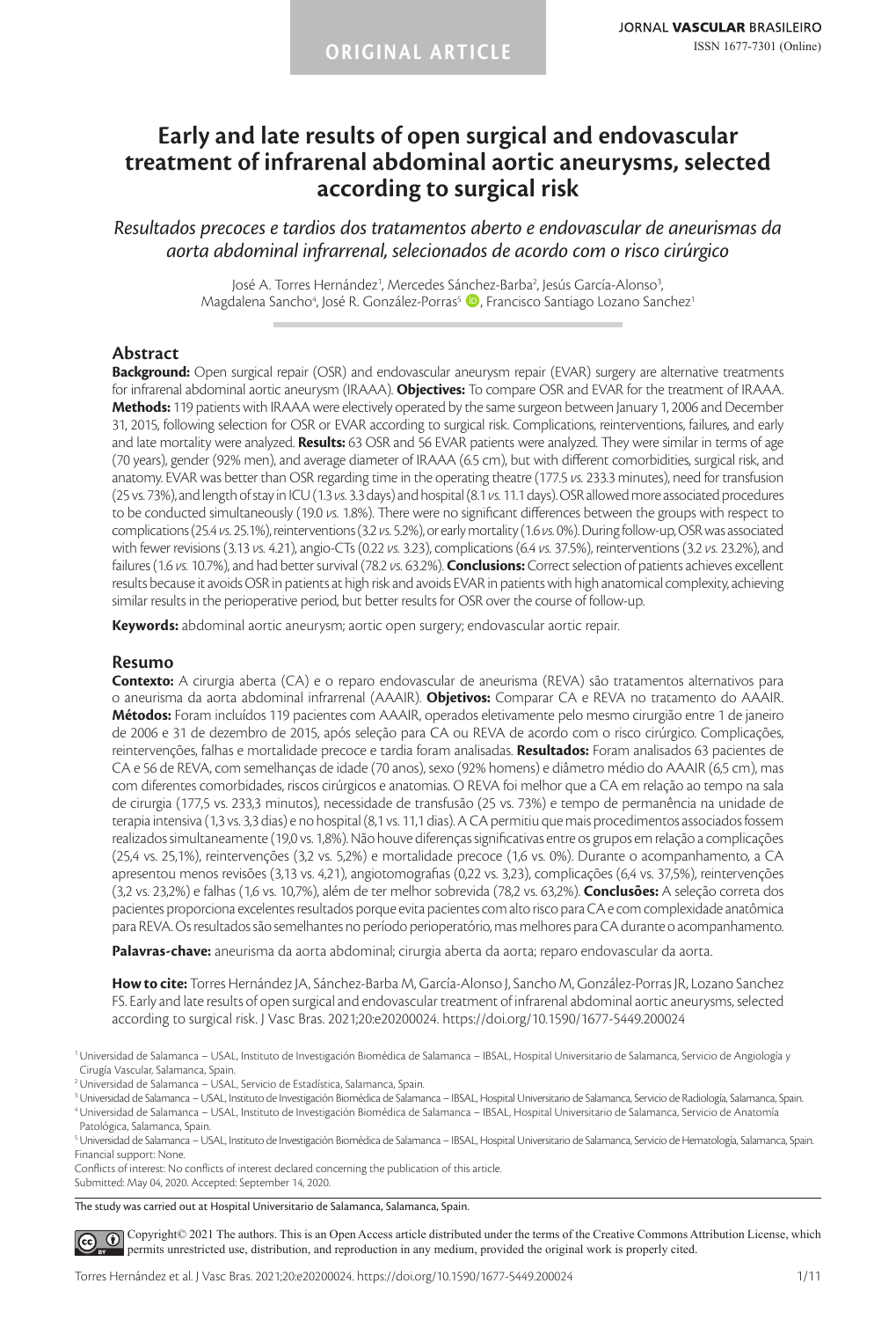ORIGINAL ARTICLE

# Early and late results of open surgical and endovascular treatment of infrarenal abdominal aortic aneurysms, selected according to surgical risk

*Resultados precoces e tardios dos tratamentos aberto e endovascular de aneurismas da aorta abdominal infrarrenal, selecionados de acordo com o risco cirúrgico*

José A. Torres Hernández[1], Mercedes Sánchez-Barba[2], Jesús García-Alonso[3], Magdalena Sancho[4], José R. González-Porras[5], Francisco Santiago Lozano Sanchez[1]

## Abstract

**Background:** Open surgical repair (OSR) and endovascular aneurysm repair (EVAR) surgery are alternative treatments for infrarenal abdominal aortic aneurysm (IRAAA). **Objectives:** To compare OSR and EVAR for the treatment of IRAAA. **Methods:** 119 patients with IRAAA were electively operated by the same surgeon between January 1, 2006 and December 31, 2015, following selection for OSR or EVAR according to surgical risk. Complications, reinterventions, failures, and early and late mortality were analyzed. **Results:** 63 OSR and 56 EVAR patients were analyzed. They were similar in terms of age (70 years), gender (92% men), and average diameter of IRAAA (6.5 cm), but with different comorbidities, surgical risk, and anatomy. EVAR was better than OSR regarding time in the operating theatre (177.5 *vs.* 233.3 minutes), need for transfusion (25 vs. 73%), and length of stay in ICU (1.3 *vs.* 3.3 days) and hospital (8.1 *vs.* 11.1 days). OSR allowed more associated procedures to be conducted simultaneously (19.0 *vs.* 1.8%). There were no significant differences between the groups with respect to complications (25.4 vs. 25.1%), reinterventions (3.2 *vs.* 5.2%), or early mortality (1.6 *vs.* 0%). During follow-up, OSR was associated with fewer revisions (3.13 *vs.* 4.21), angio-CTs (0.22 *vs.* 3.23), complications (6.4 *vs.* 37.5%), reinterventions (3.2 *vs.* 23.2%), and failures (1.6 *vs.* 10.7%), and had better survival (78.2 *vs.* 63.2%). **Conclusions:** Correct selection of patients achieves excellent results because it avoids OSR in patients at high risk and avoids EVAR in patients with high anatomical complexity, achieving similar results in the perioperative period, but better results for OSR over the course of follow-up.

**Keywords:** abdominal aortic aneurysm; aortic open surgery; endovascular aortic repair.

## Resumo

**Contexto:** A cirurgia aberta (CA) e o reparo endovascular de aneurisma (REVA) são tratamentos alternativos para o aneurisma da aorta abdominal infrarrenal (AAAIR). **Objetivos:** Comparar CA e REVA no tratamento do AAAIR. **Métodos:** Foram incluídos 119 pacientes com AAAIR, operados eletivamente pelo mesmo cirurgião entre 1 de janeiro de 2006 e 31 de dezembro de 2015, após seleção para CA ou REVA de acordo com o risco cirúrgico. Complicações, reintervenções, falhas e mortalidade precoce e tardia foram analisadas. **Resultados:** Foram analisados 63 pacientes de CA e 56 de REVA, com semelhanças de idade (70 anos), sexo (92% homens) e diâmetro médio do AAAIR (6,5 cm), mas com diferentes comorbidades, riscos cirúrgicos e anatomias. O REVA foi melhor que a CA em relação ao tempo na sala de cirurgia (177,5 vs. 233,3 minutos), necessidade de transfusão (25 vs. 73%) e tempo de permanência na unidade de terapia intensiva (1,3 vs. 3,3 dias) e no hospital (8,1 vs. 11,1 dias). A CA permitiu que mais procedimentos associados fossem realizados simultaneamente (19,0 vs. 1,8%). Não houve diferenças significativas entre os grupos em relação a complicações (25,4 vs. 25,1%), reintervenções (3,2 vs. 5,2%) e mortalidade precoce (1,6 vs. 0%). Durante o acompanhamento, a CA apresentou menos revisões (3,13 vs. 4,21), angiotomografias (0,22 vs. 3,23), complicações (6,4 vs. 37,5%), reintervenções (3,2 vs. 23,2%) e falhas (1,6 vs. 10,7%), além de ter melhor sobrevida (78,2 vs. 63,2%). **Conclusões:** A seleção correta dos pacientes proporciona excelentes resultados porque evita pacientes com alto risco para CA e com complexidade anatômica para REVA. Os resultados são semelhantes no período perioperatório, mas melhores para CA durante o acompanhamento.

**Palavras-chave:** aneurisma da aorta abdominal; cirurgia aberta da aorta; reparo endovascular da aorta.

**How to cite:** Torres Hernández JA, Sánchez-Barba M, García-Alonso J, Sancho M, González-Porras JR, Lozano Sanchez FS. Early and late results of open surgical and endovascular treatment of infrarenal abdominal aortic aneurysms, selected according to surgical risk. J Vasc Bras. 2021;20:e20200024. https://doi.org/10.1590/1677-5449.200024

[1] Universidad de Salamanca – USAL, Instituto de Investigación Biomédica de Salamanca – IBSAL, Hospital Universitario de Salamanca, Servicio de Angiología y Cirugía Vascular, Salamanca, Spain.
[2] Universidad de Salamanca – USAL, Servicio de Estadística, Salamanca, Spain.
[3] Universidad de Salamanca – USAL, Instituto de Investigación Biomédica de Salamanca – IBSAL, Hospital Universitario de Salamanca, Servicio de Radiología, Salamanca, Spain.
[4] Universidad de Salamanca – USAL, Instituto de Investigación Biomédica de Salamanca – IBSAL, Hospital Universitario de Salamanca, Servicio de Anatomía Patológica, Salamanca, Spain.
[5] Universidad de Salamanca – USAL, Instituto de Investigación Biomédica de Salamanca – IBSAL, Hospital Universitario de Salamanca, Servicio de Hematología, Salamanca, Spain.
Financial support: None.
Conflicts of interest: No conflicts of interest declared concerning the publication of this article.
Submitted: May 04, 2020. Accepted: September 14, 2020.

The study was carried out at Hospital Universitario de Salamanca, Salamanca, Spain.

Copyright© 2021 The authors. This is an Open Access article distributed under the terms of the Creative Commons Attribution License, which permits unrestricted use, distribution, and reproduction in any medium, provided the original work is properly cited.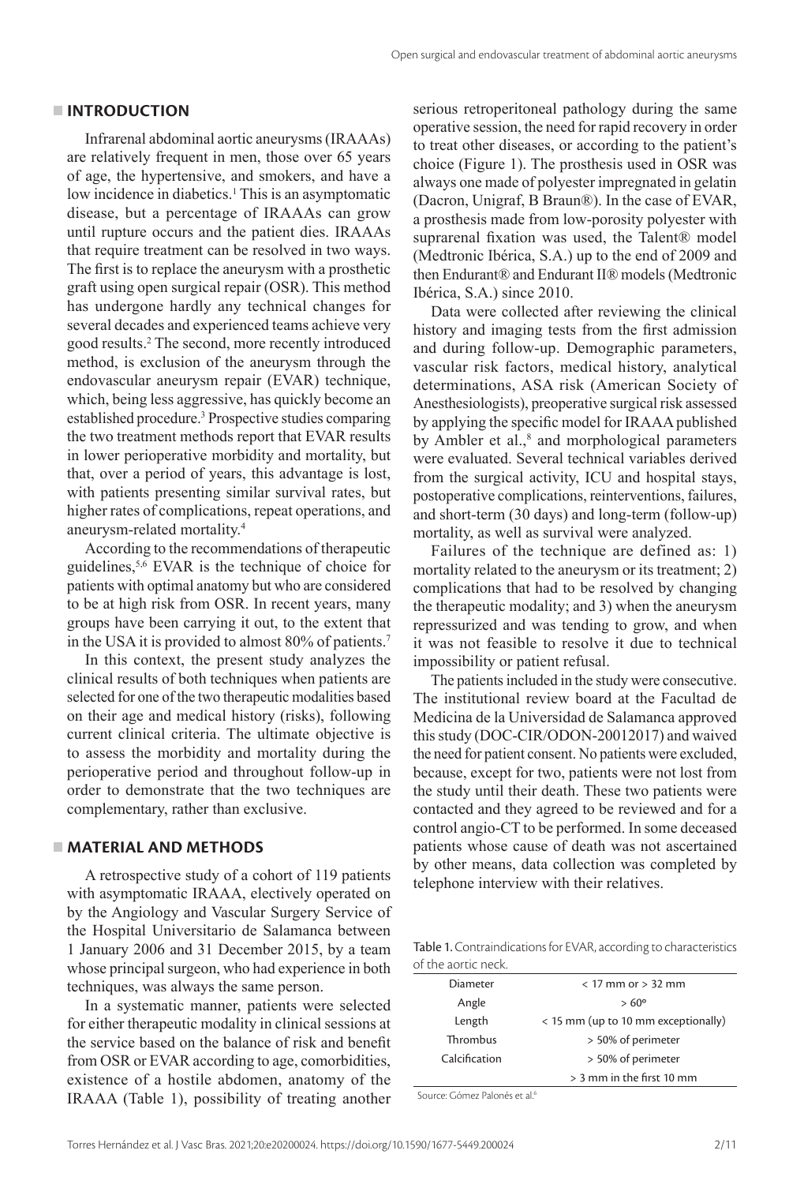## INTRODUCTION

Infrarenal abdominal aortic aneurysms (IRAAAs) are relatively frequent in men, those over 65 years of age, the hypertensive, and smokers, and have a low incidence in diabetics.[1] This is an asymptomatic disease, but a percentage of IRAAAs can grow until rupture occurs and the patient dies. IRAAAs that require treatment can be resolved in two ways. The first is to replace the aneurysm with a prosthetic graft using open surgical repair (OSR). This method has undergone hardly any technical changes for several decades and experienced teams achieve very good results.[2] The second, more recently introduced method, is exclusion of the aneurysm through the endovascular aneurysm repair (EVAR) technique, which, being less aggressive, has quickly become an established procedure.[3] Prospective studies comparing the two treatment methods report that EVAR results in lower perioperative morbidity and mortality, but that, over a period of years, this advantage is lost, with patients presenting similar survival rates, but higher rates of complications, repeat operations, and aneurysm-related mortality.[4]

According to the recommendations of therapeutic guidelines,[5,6] EVAR is the technique of choice for patients with optimal anatomy but who are considered to be at high risk from OSR. In recent years, many groups have been carrying it out, to the extent that in the USA it is provided to almost 80% of patients.[7]

In this context, the present study analyzes the clinical results of both techniques when patients are selected for one of the two therapeutic modalities based on their age and medical history (risks), following current clinical criteria. The ultimate objective is to assess the morbidity and mortality during the perioperative period and throughout follow-up in order to demonstrate that the two techniques are complementary, rather than exclusive.

## MATERIAL AND METHODS

A retrospective study of a cohort of 119 patients with asymptomatic IRAAA, electively operated on by the Angiology and Vascular Surgery Service of the Hospital Universitario de Salamanca between 1 January 2006 and 31 December 2015, by a team whose principal surgeon, who had experience in both techniques, was always the same person.

In a systematic manner, patients were selected for either therapeutic modality in clinical sessions at the service based on the balance of risk and benefit from OSR or EVAR according to age, comorbidities, existence of a hostile abdomen, anatomy of the IRAAA (Table 1), possibility of treating another serious retroperitoneal pathology during the same operative session, the need for rapid recovery in order to treat other diseases, or according to the patient's choice (Figure 1). The prosthesis used in OSR was always one made of polyester impregnated in gelatin (Dacron, Unigraf, B Braun®). In the case of EVAR, a prosthesis made from low-porosity polyester with suprarenal fixation was used, the Talent® model (Medtronic Ibérica, S.A.) up to the end of 2009 and then Endurant® and Endurant II® models (Medtronic Ibérica, S.A.) since 2010.

Data were collected after reviewing the clinical history and imaging tests from the first admission and during follow-up. Demographic parameters, vascular risk factors, medical history, analytical determinations, ASA risk (American Society of Anesthesiologists), preoperative surgical risk assessed by applying the specific model for IRAAA published by Ambler et al.,[8] and morphological parameters were evaluated. Several technical variables derived from the surgical activity, ICU and hospital stays, postoperative complications, reinterventions, failures, and short-term (30 days) and long-term (follow-up) mortality, as well as survival were analyzed.

Failures of the technique are defined as: 1) mortality related to the aneurysm or its treatment; 2) complications that had to be resolved by changing the therapeutic modality; and 3) when the aneurysm repressurized and was tending to grow, and when it was not feasible to resolve it due to technical impossibility or patient refusal.

The patients included in the study were consecutive. The institutional review board at the Facultad de Medicina de la Universidad de Salamanca approved this study (DOC-CIR/ODON-20012017) and waived the need for patient consent. No patients were excluded, because, except for two, patients were not lost from the study until their death. These two patients were contacted and they agreed to be reviewed and for a control angio-CT to be performed. In some deceased patients whose cause of death was not ascertained by other means, data collection was completed by telephone interview with their relatives.

Table 1. Contraindications for EVAR, according to characteristics of the aortic neck.

| | |
|---|---|
| Diameter | < 17 mm or > 32 mm |
| Angle | > 60º |
| Length | < 15 mm (up to 10 mm exceptionally) |
| Thrombus | > 50% of perimeter |
| Calcification | > 50% of perimeter |
| | > 3 mm in the first 10 mm |

Source: Gómez Palonés et al.[6]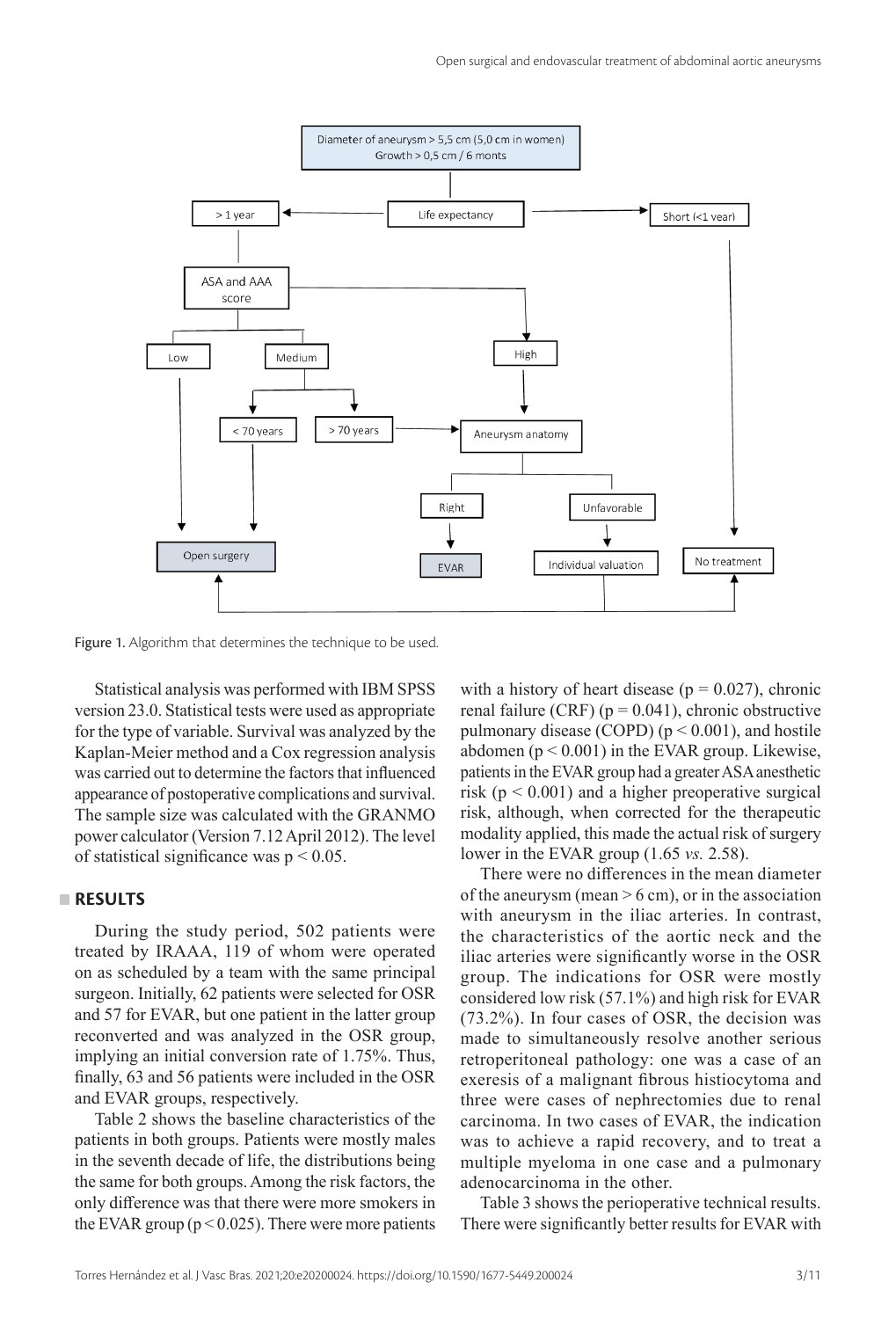Figure 1. Algorithm that determines the technique to be used.

Statistical analysis was performed with IBM SPSS version 23.0. Statistical tests were used as appropriate for the type of variable. Survival was analyzed by the Kaplan-Meier method and a Cox regression analysis was carried out to determine the factors that influenced appearance of postoperative complications and survival. The sample size was calculated with the GRANMO power calculator (Version 7.12 April 2012). The level of statistical significance was $p < 0.05$.

## RESULTS

During the study period, 502 patients were treated by IRAAA, 119 of whom were operated on as scheduled by a team with the same principal surgeon. Initially, 62 patients were selected for OSR and 57 for EVAR, but one patient in the latter group reconverted and was analyzed in the OSR group, implying an initial conversion rate of 1.75%. Thus, finally, 63 and 56 patients were included in the OSR and EVAR groups, respectively.

Table 2 shows the baseline characteristics of the patients in both groups. Patients were mostly males in the seventh decade of life, the distributions being the same for both groups. Among the risk factors, the only difference was that there were more smokers in the EVAR group ($p < 0.025$). There were more patients with a history of heart disease ($p = 0.027$), chronic renal failure (CRF) ($p = 0.041$), chronic obstructive pulmonary disease (COPD) ($p < 0.001$), and hostile abdomen ($p < 0.001$) in the EVAR group. Likewise, patients in the EVAR group had a greater ASA anesthetic risk ($p < 0.001$) and a higher preoperative surgical risk, although, when corrected for the therapeutic modality applied, this made the actual risk of surgery lower in the EVAR group (1.65 *vs.* 2.58).

There were no differences in the mean diameter of the aneurysm (mean > 6 cm), or in the association with aneurysm in the iliac arteries. In contrast, the characteristics of the aortic neck and the iliac arteries were significantly worse in the OSR group. The indications for OSR were mostly considered low risk (57.1%) and high risk for EVAR (73.2%). In four cases of OSR, the decision was made to simultaneously resolve another serious retroperitoneal pathology: one was a case of an exeresis of a malignant fibrous histiocytoma and three were cases of nephrectomies due to renal carcinoma. In two cases of EVAR, the indication was to achieve a rapid recovery, and to treat a multiple myeloma in one case and a pulmonary adenocarcinoma in the other.

Table 3 shows the perioperative technical results. There were significantly better results for EVAR with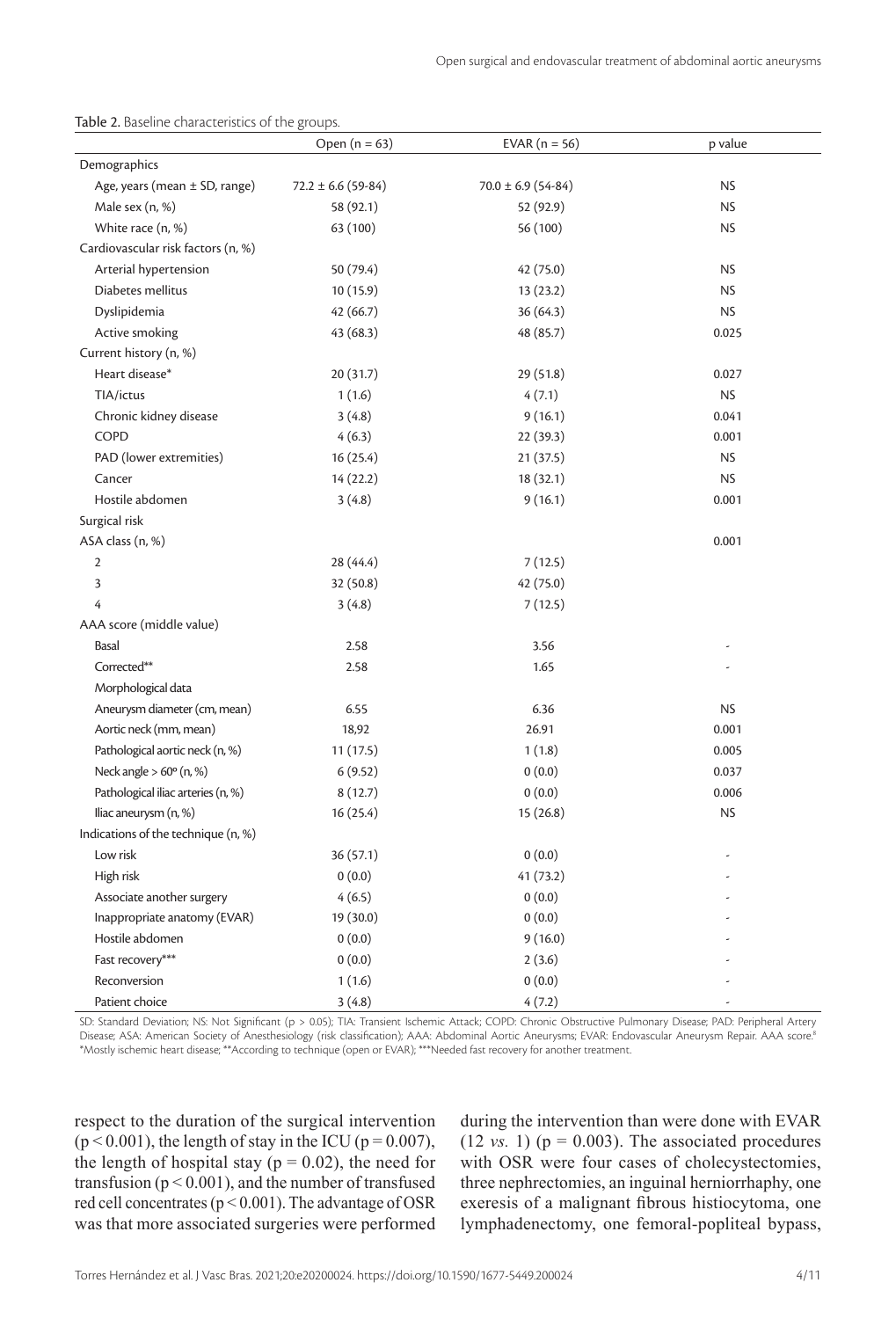Table 2. Baseline characteristics of the groups.

| | Open (n = 63) | EVAR (n = 56) | p value |
|---|---|---|---|
| Demographics | | | |
| Age, years (mean ± SD, range) | 72.2 ± 6.6 (59-84) | 70.0 ± 6.9 (54-84) | NS |
| Male sex (n, %) | 58 (92.1) | 52 (92.9) | NS |
| White race (n, %) | 63 (100) | 56 (100) | NS |
| Cardiovascular risk factors (n, %) | | | |
| Arterial hypertension | 50 (79.4) | 42 (75.0) | NS |
| Diabetes mellitus | 10 (15.9) | 13 (23.2) | NS |
| Dyslipidemia | 42 (66.7) | 36 (64.3) | NS |
| Active smoking | 43 (68.3) | 48 (85.7) | 0.025 |
| Current history (n, %) | | | |
| Heart disease* | 20 (31.7) | 29 (51.8) | 0.027 |
| TIA/ictus | 1 (1.6) | 4 (7.1) | NS |
| Chronic kidney disease | 3 (4.8) | 9 (16.1) | 0.041 |
| COPD | 4 (6.3) | 22 (39.3) | 0.001 |
| PAD (lower extremities) | 16 (25.4) | 21 (37.5) | NS |
| Cancer | 14 (22.2) | 18 (32.1) | NS |
| Hostile abdomen | 3 (4.8) | 9 (16.1) | 0.001 |
| Surgical risk | | | |
| ASA class (n, %) | | | 0.001 |
| 2 | 28 (44.4) | 7 (12.5) | |
| 3 | 32 (50.8) | 42 (75.0) | |
| 4 | 3 (4.8) | 7 (12.5) | |
| AAA score (middle value) | | | |
| Basal | 2.58 | 3.56 | - |
| Corrected** | 2.58 | 1.65 | - |
| Morphological data | | | |
| Aneurysm diameter (cm, mean) | 6.55 | 6.36 | NS |
| Aortic neck (mm, mean) | 18,92 | 26.91 | 0.001 |
| Pathological aortic neck (n, %) | 11 (17.5) | 1 (1.8) | 0.005 |
| Neck angle > 60º (n, %) | 6 (9.52) | 0 (0.0) | 0.037 |
| Pathological iliac arteries (n, %) | 8 (12.7) | 0 (0.0) | 0.006 |
| Iliac aneurysm (n, %) | 16 (25.4) | 15 (26.8) | NS |
| Indications of the technique (n, %) | | | |
| Low risk | 36 (57.1) | 0 (0.0) | - |
| High risk | 0 (0.0) | 41 (73.2) | - |
| Associate another surgery | 4 (6.5) | 0 (0.0) | - |
| Inappropriate anatomy (EVAR) | 19 (30.0) | 0 (0.0) | - |
| Hostile abdomen | 0 (0.0) | 9 (16.0) | - |
| Fast recovery*** | 0 (0.0) | 2 (3.6) | - |
| Reconversion | 1 (1.6) | 0 (0.0) | - |
| Patient choice | 3 (4.8) | 4 (7.2) | - |

SD: Standard Deviation; NS: Not Significant ($p > 0.05$); TIA: Transient Ischemic Attack; COPD: Chronic Obstructive Pulmonary Disease; PAD: Peripheral Artery Disease; ASA: American Society of Anesthesiology (risk classification); AAA: Abdominal Aortic Aneurysms; EVAR: Endovascular Aneurysm Repair. AAA score.[8] *Mostly ischemic heart disease; **According to technique (open or EVAR); ***Needed fast recovery for another treatment.

respect to the duration of the surgical intervention ($p < 0.001$), the length of stay in the ICU ($p = 0.007$), the length of hospital stay ($p = 0.02$), the need for transfusion ($p < 0.001$), and the number of transfused red cell concentrates ($p < 0.001$). The advantage of OSR was that more associated surgeries were performed during the intervention than were done with EVAR (12 *vs.* 1) ($p = 0.003$). The associated procedures with OSR were four cases of cholecystectomies, three nephrectomies, an inguinal herniorrhaphy, one exeresis of a malignant fibrous histiocytoma, one lymphadenectomy, one femoral-popliteal bypass,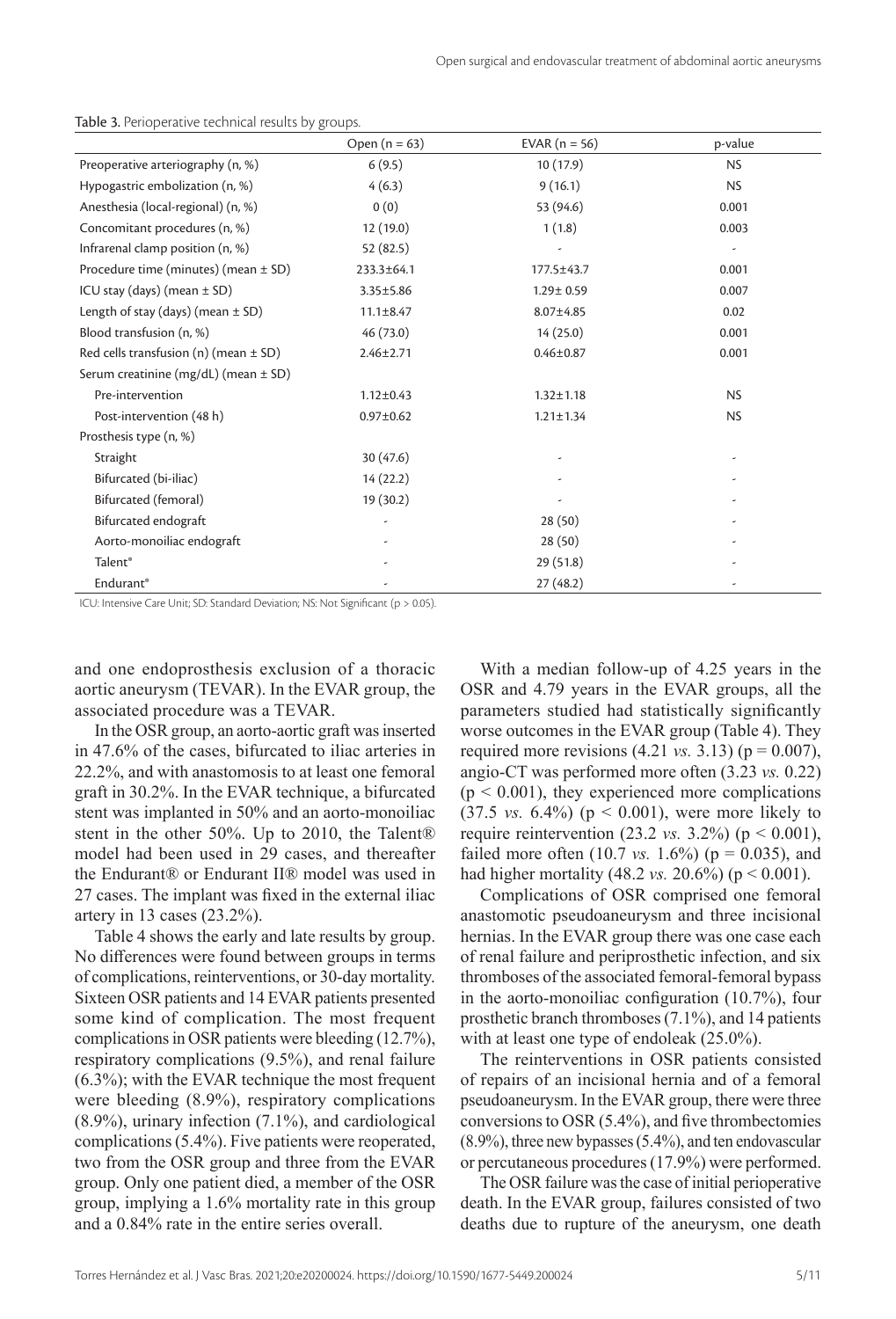Table 3. Perioperative technical results by groups.

| | Open (n = 63) | EVAR (n = 56) | p-value |
|---|---|---|---|
| Preoperative arteriography (n, %) | 6 (9.5) | 10 (17.9) | NS |
| Hypogastric embolization (n, %) | 4 (6.3) | 9 (16.1) | NS |
| Anesthesia (local-regional) (n, %) | 0 (0) | 53 (94.6) | 0.001 |
| Concomitant procedures (n, %) | 12 (19.0) | 1 (1.8) | 0.003 |
| Infrarenal clamp position (n, %) | 52 (82.5) | - | - |
| Procedure time (minutes) (mean ± SD) | 233.3±64.1 | 177.5±43.7 | 0.001 |
| ICU stay (days) (mean ± SD) | 3.35±5.86 | 1.29± 0.59 | 0.007 |
| Length of stay (days) (mean ± SD) | 11.1±8.47 | 8.07±4.85 | 0.02 |
| Blood transfusion (n, %) | 46 (73.0) | 14 (25.0) | 0.001 |
| Red cells transfusion (n) (mean ± SD) | 2.46±2.71 | 0.46±0.87 | 0.001 |
| Serum creatinine (mg/dL) (mean ± SD) | | | |
| Pre-intervention | 1.12±0.43 | 1.32±1.18 | NS |
| Post-intervention (48 h) | 0.97±0.62 | 1.21±1.34 | NS |
| Prosthesis type (n, %) | | | |
| Straight | 30 (47.6) | - | - |
| Bifurcated (bi-iliac) | 14 (22.2) | - | - |
| Bifurcated (femoral) | 19 (30.2) | - | - |
| Bifurcated endograft | - | 28 (50) | - |
| Aorto-monoiliac endograft | - | 28 (50) | - |
| Talent® | - | 29 (51.8) | - |
| Endurant® | - | 27 (48.2) | - |

ICU: Intensive Care Unit; SD: Standard Deviation; NS: Not Significant (p > 0.05).

and one endoprosthesis exclusion of a thoracic aortic aneurysm (TEVAR). In the EVAR group, the associated procedure was a TEVAR.

In the OSR group, an aorto-aortic graft was inserted in 47.6% of the cases, bifurcated to iliac arteries in 22.2%, and with anastomosis to at least one femoral graft in 30.2%. In the EVAR technique, a bifurcated stent was implanted in 50% and an aorto-monoiliac stent in the other 50%. Up to 2010, the Talent® model had been used in 29 cases, and thereafter the Endurant® or Endurant II® model was used in 27 cases. The implant was fixed in the external iliac artery in 13 cases (23.2%).

Table 4 shows the early and late results by group. No differences were found between groups in terms of complications, reinterventions, or 30-day mortality. Sixteen OSR patients and 14 EVAR patients presented some kind of complication. The most frequent complications in OSR patients were bleeding (12.7%), respiratory complications (9.5%), and renal failure (6.3%); with the EVAR technique the most frequent were bleeding (8.9%), respiratory complications (8.9%), urinary infection (7.1%), and cardiological complications (5.4%). Five patients were reoperated, two from the OSR group and three from the EVAR group. Only one patient died, a member of the OSR group, implying a 1.6% mortality rate in this group and a 0.84% rate in the entire series overall.

With a median follow-up of 4.25 years in the OSR and 4.79 years in the EVAR groups, all the parameters studied had statistically significantly worse outcomes in the EVAR group (Table 4). They required more revisions (4.21 *vs.* 3.13) ($p = 0.007$), angio-CT was performed more often (3.23 *vs.* 0.22) ($p < 0.001$), they experienced more complications (37.5 *vs.* 6.4%) ($p < 0.001$), were more likely to require reintervention (23.2 *vs.* 3.2%) ($p < 0.001$), failed more often (10.7 *vs.* 1.6%) ($p = 0.035$), and had higher mortality (48.2 *vs.* 20.6%) ($p < 0.001$).

Complications of OSR comprised one femoral anastomotic pseudoaneurysm and three incisional hernias. In the EVAR group there was one case each of renal failure and periprosthetic infection, and six thromboses of the associated femoral-femoral bypass in the aorto-monoiliac configuration (10.7%), four prosthetic branch thromboses (7.1%), and 14 patients with at least one type of endoleak (25.0%).

The reinterventions in OSR patients consisted of repairs of an incisional hernia and of a femoral pseudoaneurysm. In the EVAR group, there were three conversions to OSR (5.4%), and five thrombectomies (8.9%), three new bypasses (5.4%), and ten endovascular or percutaneous procedures (17.9%) were performed.

The OSR failure was the case of initial perioperative death. In the EVAR group, failures consisted of two deaths due to rupture of the aneurysm, one death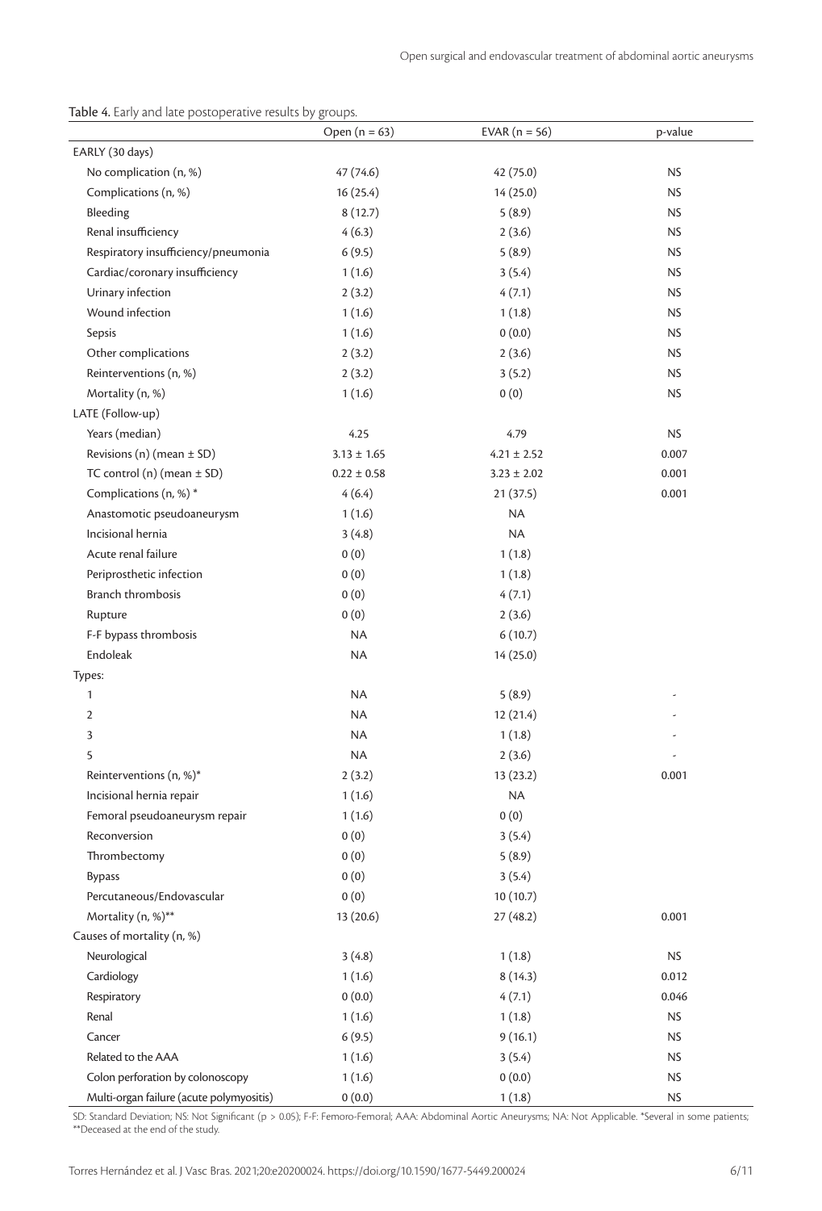**Table 4.** Early and late postoperative results by groups.

| | Open (n = 63) | EVAR (n = 56) | p-value |
|---|---|---|---|
| EARLY (30 days) | | | |
| No complication (n, %) | 47 (74.6) | 42 (75.0) | NS |
| Complications (n, %) | 16 (25.4) | 14 (25.0) | NS |
| Bleeding | 8 (12.7) | 5 (8.9) | NS |
| Renal insufficiency | 4 (6.3) | 2 (3.6) | NS |
| Respiratory insufficiency/pneumonia | 6 (9.5) | 5 (8.9) | NS |
| Cardiac/coronary insufficiency | 1 (1.6) | 3 (5.4) | NS |
| Urinary infection | 2 (3.2) | 4 (7.1) | NS |
| Wound infection | 1 (1.6) | 1 (1.8) | NS |
| Sepsis | 1 (1.6) | 0 (0.0) | NS |
| Other complications | 2 (3.2) | 2 (3.6) | NS |
| Reinterventions (n, %) | 2 (3.2) | 3 (5.2) | NS |
| Mortality (n, %) | 1 (1.6) | 0 (0) | NS |
| LATE (Follow-up) | | | |
| Years (median) | 4.25 | 4.79 | NS |
| Revisions (n) (mean ± SD) | 3.13 ± 1.65 | 4.21 ± 2.52 | 0.007 |
| TC control (n) (mean ± SD) | 0.22 ± 0.58 | 3.23 ± 2.02 | 0.001 |
| Complications (n, %) * | 4 (6.4) | 21 (37.5) | 0.001 |
| Anastomotic pseudoaneurysm | 1 (1.6) | NA | |
| Incisional hernia | 3 (4.8) | NA | |
| Acute renal failure | 0 (0) | 1 (1.8) | |
| Periprosthetic infection | 0 (0) | 1 (1.8) | |
| Branch thrombosis | 0 (0) | 4 (7.1) | |
| Rupture | 0 (0) | 2 (3.6) | |
| F-F bypass thrombosis | NA | 6 (10.7) | |
| Endoleak | NA | 14 (25.0) | |
| Types: | | | |
| 1 | NA | 5 (8.9) | - |
| 2 | NA | 12 (21.4) | - |
| 3 | NA | 1 (1.8) | - |
| 5 | NA | 2 (3.6) | - |
| Reinterventions (n, %)* | 2 (3.2) | 13 (23.2) | 0.001 |
| Incisional hernia repair | 1 (1.6) | NA | |
| Femoral pseudoaneurysm repair | 1 (1.6) | 0 (0) | |
| Reconversion | 0 (0) | 3 (5.4) | |
| Thrombectomy | 0 (0) | 5 (8.9) | |
| Bypass | 0 (0) | 3 (5.4) | |
| Percutaneous/Endovascular | 0 (0) | 10 (10.7) | |
| Mortality (n, %)** | 13 (20.6) | 27 (48.2) | 0.001 |
| Causes of mortality (n, %) | | | |
| Neurological | 3 (4.8) | 1 (1.8) | NS |
| Cardiology | 1 (1.6) | 8 (14.3) | 0.012 |
| Respiratory | 0 (0.0) | 4 (7.1) | 0.046 |
| Renal | 1 (1.6) | 1 (1.8) | NS |
| Cancer | 6 (9.5) | 9 (16.1) | NS |
| Related to the AAA | 1 (1.6) | 3 (5.4) | NS |
| Colon perforation by colonoscopy | 1 (1.6) | 0 (0.0) | NS |
| Multi-organ failure (acute polymyositis) | 0 (0.0) | 1 (1.8) | NS |

SD: Standard Deviation; NS: Not Significant ($p > 0.05$); F-F: Femoro-Femoral; AAA: Abdominal Aortic Aneurysms; NA: Not Applicable. *Several in some patients; **Deceased at the end of the study.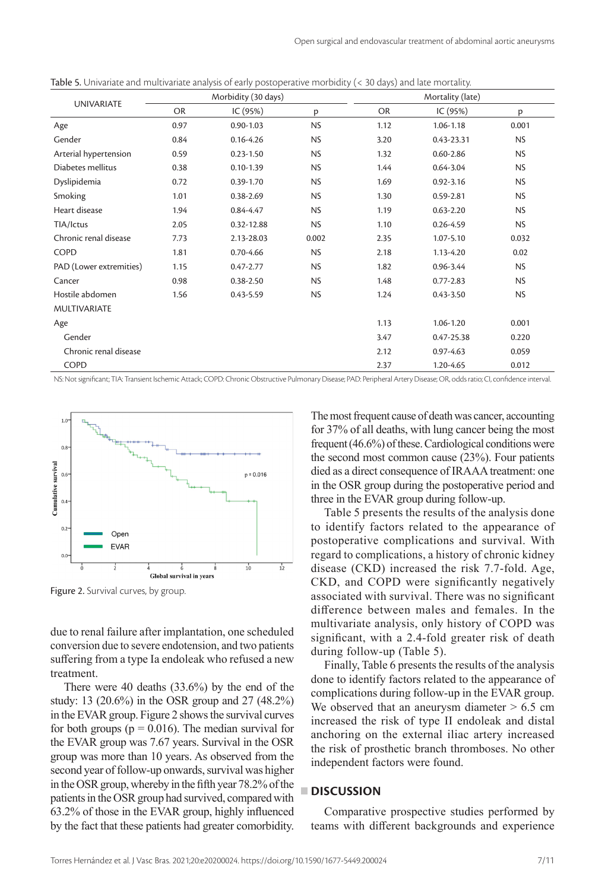Table 5. Univariate and multivariate analysis of early postoperative morbidity (< 30 days) and late mortality.

| UNIVARIATE | Morbidity (30 days) | | | Mortality (late) | | |
|---|---|---|---|---|---|---|
| | OR | IC (95%) | p | OR | IC (95%) | p |
| Age | 0.97 | 0.90-1.03 | NS | 1.12 | 1.06-1.18 | 0.001 |
| Gender | 0.84 | 0.16-4.26 | NS | 3.20 | 0.43-23.31 | NS |
| Arterial hypertension | 0.59 | 0.23-1.50 | NS | 1.32 | 0.60-2.86 | NS |
| Diabetes mellitus | 0.38 | 0.10-1.39 | NS | 1.44 | 0.64-3.04 | NS |
| Dyslipidemia | 0.72 | 0.39-1.70 | NS | 1.69 | 0.92-3.16 | NS |
| Smoking | 1.01 | 0.38-2.69 | NS | 1.30 | 0.59-2.81 | NS |
| Heart disease | 1.94 | 0.84-4.47 | NS | 1.19 | 0.63-2.20 | NS |
| TIA/Ictus | 2.05 | 0.32-12.88 | NS | 1.10 | 0.26-4.59 | NS |
| Chronic renal disease | 7.73 | 2.13-28.03 | 0.002 | 2.35 | 1.07-5.10 | 0.032 |
| COPD | 1.81 | 0.70-4.66 | NS | 2.18 | 1.13-4.20 | 0.02 |
| PAD (Lower extremities) | 1.15 | 0.47-2.77 | NS | 1.82 | 0.96-3.44 | NS |
| Cancer | 0.98 | 0.38-2.50 | NS | 1.48 | 0.77-2.83 | NS |
| Hostile abdomen | 1.56 | 0.43-5.59 | NS | 1.24 | 0.43-3.50 | NS |
| MULTIVARIATE | | | | | | |
| Age | | | | 1.13 | 1.06-1.20 | 0.001 |
| Gender | | | | 3.47 | 0.47-25.38 | 0.220 |
| Chronic renal disease | | | | 2.12 | 0.97-4.63 | 0.059 |
| COPD | | | | 2.37 | 1.20-4.65 | 0.012 |

NS: Not significant; TIA: Transient Ischemic Attack; COPD: Chronic Obstructive Pulmonary Disease; PAD: Peripheral Artery Disease; OR, odds ratio; CI, confidence interval.

Figure 2. Survival curves, by group.

due to renal failure after implantation, one scheduled conversion due to severe endotension, and two patients suffering from a type Ia endoleak who refused a new treatment.

There were 40 deaths (33.6%) by the end of the study: 13 (20.6%) in the OSR group and 27 (48.2%) in the EVAR group. Figure 2 shows the survival curves for both groups ($p = 0.016$). The median survival for the EVAR group was 7.67 years. Survival in the OSR group was more than 10 years. As observed from the second year of follow-up onwards, survival was higher in the OSR group, whereby in the fifth year 78.2% of the patients in the OSR group had survived, compared with 63.2% of those in the EVAR group, highly influenced by the fact that these patients had greater comorbidity.

The most frequent cause of death was cancer, accounting for 37% of all deaths, with lung cancer being the most frequent (46.6%) of these. Cardiological conditions were the second most common cause (23%). Four patients died as a direct consequence of IRAAA treatment: one in the OSR group during the postoperative period and three in the EVAR group during follow-up.

Table 5 presents the results of the analysis done to identify factors related to the appearance of postoperative complications and survival. With regard to complications, a history of chronic kidney disease (CKD) increased the risk 7.7-fold. Age, CKD, and COPD were significantly negatively associated with survival. There was no significant difference between males and females. In the multivariate analysis, only history of COPD was significant, with a 2.4-fold greater risk of death during follow-up (Table 5).

Finally, Table 6 presents the results of the analysis done to identify factors related to the appearance of complications during follow-up in the EVAR group. We observed that an aneurysm diameter > 6.5 cm increased the risk of type II endoleak and distal anchoring on the external iliac artery increased the risk of prosthetic branch thromboses. No other independent factors were found.

## DISCUSSION

Comparative prospective studies performed by teams with different backgrounds and experience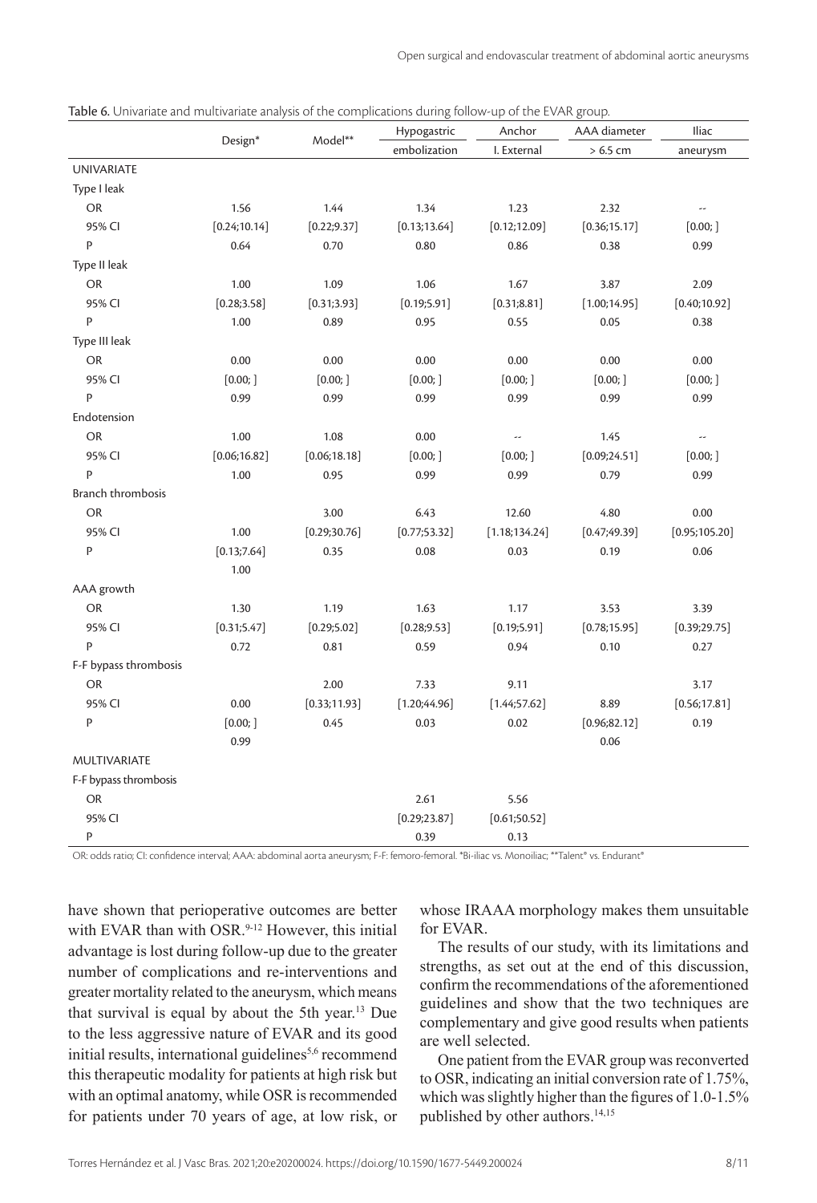Table 6. Univariate and multivariate analysis of the complications during follow-up of the EVAR group.

| | Design* | Model** | Hypogastric embolization | Anchor I. External | AAA diameter > 6.5 cm | Iliac aneurysm |
|---|---|---|---|---|---|---|
| UNIVARIATE | | | | | | |
| Type I leak | | | | | | |
| OR | 1.56 | 1.44 | 1.34 | 1.23 | 2.32 | -- |
| 95% CI | [0.24;10.14] | [0.22;9.37] | [0.13;13.64] | [0.12;12.09] | [0.36;15.17] | [0.00; ] |
| P | 0.64 | 0.70 | 0.80 | 0.86 | 0.38 | 0.99 |
| Type II leak | | | | | | |
| OR | 1.00 | 1.09 | 1.06 | 1.67 | 3.87 | 2.09 |
| 95% CI | [0.28;3.58] | [0.31;3.93] | [0.19;5.91] | [0.31;8.81] | [1.00;14.95] | [0.40;10.92] |
| P | 1.00 | 0.89 | 0.95 | 0.55 | 0.05 | 0.38 |
| Type III leak | | | | | | |
| OR | 0.00 | 0.00 | 0.00 | 0.00 | 0.00 | 0.00 |
| 95% CI | [0.00; ] | [0.00; ] | [0.00; ] | [0.00; ] | [0.00; ] | [0.00; ] |
| P | 0.99 | 0.99 | 0.99 | 0.99 | 0.99 | 0.99 |
| Endotension | | | | | | |
| OR | 1.00 | 1.08 | 0.00 | -- | 1.45 | -- |
| 95% CI | [0.06;16.82] | [0.06;18.18] | [0.00; ] | [0.00; ] | [0.09;24.51] | [0.00; ] |
| P | 1.00 | 0.95 | 0.99 | 0.99 | 0.79 | 0.99 |
| Branch thrombosis | | | | | | |
| OR | | 3.00 | 6.43 | 12.60 | 4.80 | 0.00 |
| 95% CI | 1.00 | [0.29;30.76] | [0.77;53.32] | [1.18;134.24] | [0.47;49.39] | [0.95;105.20] |
| P | [0.13;7.64] | 0.35 | 0.08 | 0.03 | 0.19 | 0.06 |
| | 1.00 | | | | | |
| AAA growth | | | | | | |
| OR | 1.30 | 1.19 | 1.63 | 1.17 | 3.53 | 3.39 |
| 95% CI | [0.31;5.47] | [0.29;5.02] | [0.28;9.53] | [0.19;5.91] | [0.78;15.95] | [0.39;29.75] |
| P | 0.72 | 0.81 | 0.59 | 0.94 | 0.10 | 0.27 |
| F-F bypass thrombosis | | | | | | |
| OR | | 2.00 | 7.33 | 9.11 | | 3.17 |
| 95% CI | 0.00 | [0.33;11.93] | [1.20;44.96] | [1.44;57.62] | 8.89 | [0.56;17.81] |
| P | [0.00; ] | 0.45 | 0.03 | 0.02 | [0.96;82.12] | 0.19 |
| | 0.99 | | | | 0.06 | |
| MULTIVARIATE | | | | | | |
| F-F bypass thrombosis | | | | | | |
| OR | | | 2.61 | 5.56 | | |
| 95% CI | | | [0.29;23.87] | [0.61;50.52] | | |
| P | | | 0.39 | 0.13 | | |

OR: odds ratio; CI: confidence interval; AAA: abdominal aorta aneurysm; F-F: femoro-femoral. *Bi-iliac vs. Monoiliac; **Talent® vs. Endurant®

have shown that perioperative outcomes are better with EVAR than with OSR.[9-12] However, this initial advantage is lost during follow-up due to the greater number of complications and re-interventions and greater mortality related to the aneurysm, which means that survival is equal by about the 5th year.[13] Due to the less aggressive nature of EVAR and its good initial results, international guidelines[5,6] recommend this therapeutic modality for patients at high risk but with an optimal anatomy, while OSR is recommended for patients under 70 years of age, at low risk, or whose IRAAA morphology makes them unsuitable for EVAR.

The results of our study, with its limitations and strengths, as set out at the end of this discussion, confirm the recommendations of the aforementioned guidelines and show that the two techniques are complementary and give good results when patients are well selected.

One patient from the EVAR group was reconverted to OSR, indicating an initial conversion rate of 1.75%, which was slightly higher than the figures of 1.0-1.5% published by other authors.[14,15]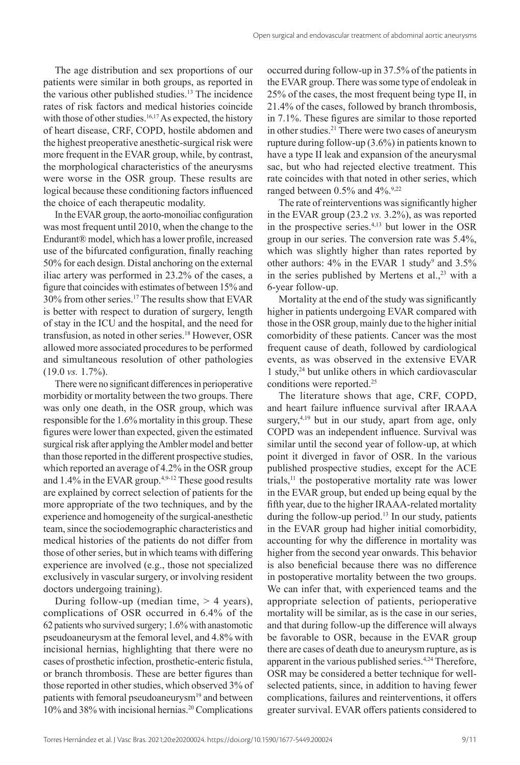The age distribution and sex proportions of our patients were similar in both groups, as reported in the various other published studies.[13] The incidence rates of risk factors and medical histories coincide with those of other studies.[16,17] As expected, the history of heart disease, CRF, COPD, hostile abdomen and the highest preoperative anesthetic-surgical risk were more frequent in the EVAR group, while, by contrast, the morphological characteristics of the aneurysms were worse in the OSR group. These results are logical because these conditioning factors influenced the choice of each therapeutic modality.

In the EVAR group, the aorto-monoiliac configuration was most frequent until 2010, when the change to the Endurant® model, which has a lower profile, increased use of the bifurcated configuration, finally reaching 50% for each design. Distal anchoring on the external iliac artery was performed in 23.2% of the cases, a figure that coincides with estimates of between 15% and 30% from other series.[17] The results show that EVAR is better with respect to duration of surgery, length of stay in the ICU and the hospital, and the need for transfusion, as noted in other series.[18] However, OSR allowed more associated procedures to be performed and simultaneous resolution of other pathologies (19.0 *vs.* 1.7%).

There were no significant differences in perioperative morbidity or mortality between the two groups. There was only one death, in the OSR group, which was responsible for the 1.6% mortality in this group. These figures were lower than expected, given the estimated surgical risk after applying the Ambler model and better than those reported in the different prospective studies, which reported an average of 4.2% in the OSR group and 1.4% in the EVAR group.[4,9-12] These good results are explained by correct selection of patients for the more appropriate of the two techniques, and by the experience and homogeneity of the surgical-anesthetic team, since the sociodemographic characteristics and medical histories of the patients do not differ from those of other series, but in which teams with differing experience are involved (e.g., those not specialized exclusively in vascular surgery, or involving resident doctors undergoing training).

During follow-up (median time, > 4 years), complications of OSR occurred in 6.4% of the 62 patients who survived surgery; 1.6% with anastomotic pseudoaneurysm at the femoral level, and 4.8% with incisional hernias, highlighting that there were no cases of prosthetic infection, prosthetic-enteric fistula, or branch thrombosis. These are better figures than those reported in other studies, which observed 3% of patients with femoral pseudoaneurysm[19] and between 10% and 38% with incisional hernias.[20] Complications occurred during follow-up in 37.5% of the patients in the EVAR group. There was some type of endoleak in 25% of the cases, the most frequent being type II, in 21.4% of the cases, followed by branch thrombosis, in 7.1%. These figures are similar to those reported in other studies.[21] There were two cases of aneurysm rupture during follow-up (3.6%) in patients known to have a type II leak and expansion of the aneurysmal sac, but who had rejected elective treatment. This rate coincides with that noted in other series, which ranged between 0.5% and 4%.[9,22]

The rate of reinterventions was significantly higher in the EVAR group (23.2 *vs.* 3.2%), as was reported in the prospective series.[4,13] but lower in the OSR group in our series. The conversion rate was 5.4%, which was slightly higher than rates reported by other authors: 4% in the EVAR 1 study[9] and 3.5% in the series published by Mertens et al.,[23] with a 6-year follow-up.

Mortality at the end of the study was significantly higher in patients undergoing EVAR compared with those in the OSR group, mainly due to the higher initial comorbidity of these patients. Cancer was the most frequent cause of death, followed by cardiological events, as was observed in the extensive EVAR 1 study,[24] but unlike others in which cardiovascular conditions were reported.[25]

The literature shows that age, CRF, COPD, and heart failure influence survival after IRAAA surgery,[4,19] but in our study, apart from age, only COPD was an independent influence. Survival was similar until the second year of follow-up, at which point it diverged in favor of OSR. In the various published prospective studies, except for the ACE trials,[11] the postoperative mortality rate was lower in the EVAR group, but ended up being equal by the fifth year, due to the higher IRAAA-related mortality during the follow-up period.[13] In our study, patients in the EVAR group had higher initial comorbidity, accounting for why the difference in mortality was higher from the second year onwards. This behavior is also beneficial because there was no difference in postoperative mortality between the two groups. We can infer that, with experienced teams and the appropriate selection of patients, perioperative mortality will be similar, as is the case in our series, and that during follow-up the difference will always be favorable to OSR, because in the EVAR group there are cases of death due to aneurysm rupture, as is apparent in the various published series.[4,24] Therefore, OSR may be considered a better technique for well-selected patients, since, in addition to having fewer complications, failures and reinterventions, it offers greater survival. EVAR offers patients considered to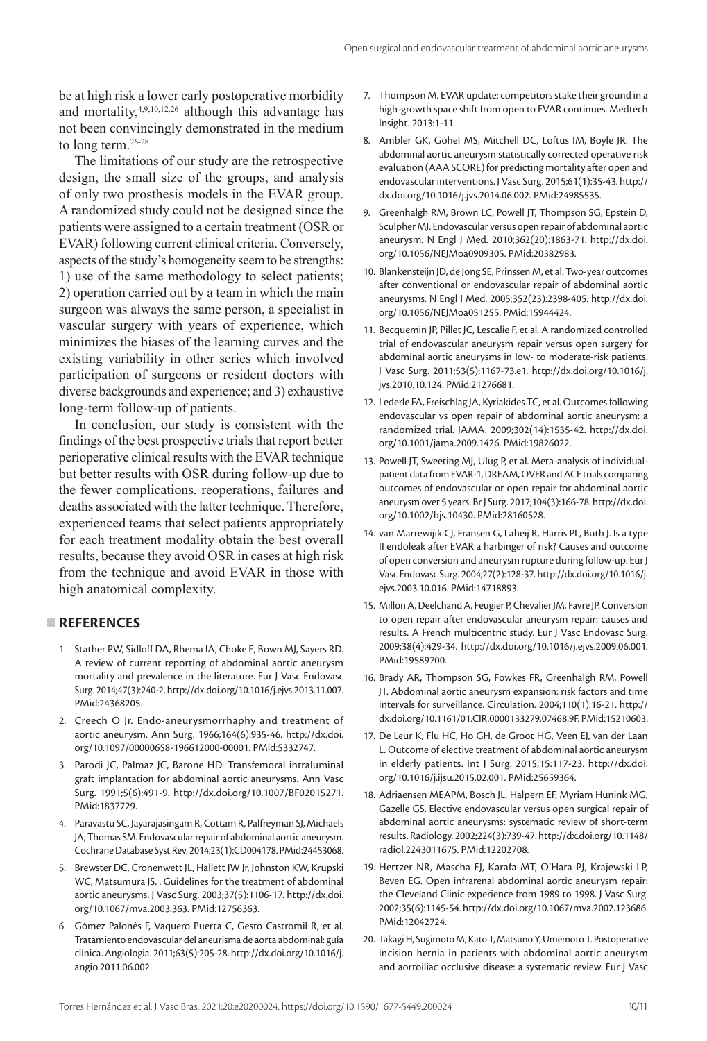be at high risk a lower early postoperative morbidity and mortality,[4,9,10,12,26] although this advantage has not been convincingly demonstrated in the medium to long term.[26-28]

The limitations of our study are the retrospective design, the small size of the groups, and analysis of only two prosthesis models in the EVAR group. A randomized study could not be designed since the patients were assigned to a certain treatment (OSR or EVAR) following current clinical criteria. Conversely, aspects of the study's homogeneity seem to be strengths: 1) use of the same methodology to select patients; 2) operation carried out by a team in which the main surgeon was always the same person, a specialist in vascular surgery with years of experience, which minimizes the biases of the learning curves and the existing variability in other series which involved participation of surgeons or resident doctors with diverse backgrounds and experience; and 3) exhaustive long-term follow-up of patients.

In conclusion, our study is consistent with the findings of the best prospective trials that report better perioperative clinical results with the EVAR technique but better results with OSR during follow-up due to the fewer complications, reoperations, failures and deaths associated with the latter technique. Therefore, experienced teams that select patients appropriately for each treatment modality obtain the best overall results, because they avoid OSR in cases at high risk from the technique and avoid EVAR in those with high anatomical complexity.

## REFERENCES

1. Stather PW, Sidloff DA, Rhema IA, Choke E, Bown MJ, Sayers RD. A review of current reporting of abdominal aortic aneurysm mortality and prevalence in the literature. Eur J Vasc Endovasc Surg. 2014;47(3):240-2. http://dx.doi.org/10.1016/j.ejvs.2013.11.007. PMid:24368205.
2. Creech O Jr. Endo-aneurysmorrhaphy and treatment of aortic aneurysm. Ann Surg. 1966;164(6):935-46. http://dx.doi.org/10.1097/00000658-196612000-00001. PMid:5332747.
3. Parodi JC, Palmaz JC, Barone HD. Transfemoral intraluminal graft implantation for abdominal aortic aneurysms. Ann Vasc Surg. 1991;5(6):491-9. http://dx.doi.org/10.1007/BF02015271. PMid:1837729.
4. Paravastu SC, Jayarajasingam R, Cottam R, Palfreyman SJ, Michaels JA, Thomas SM. Endovascular repair of abdominal aortic aneurysm. Cochrane Database Syst Rev. 2014;23(1):CD004178. PMid:24453068.
5. Brewster DC, Cronenwett JL, Hallett JW Jr, Johnston KW, Krupski WC, Matsumura JS. . Guidelines for the treatment of abdominal aortic aneurysms. J Vasc Surg. 2003;37(5):1106-17. http://dx.doi.org/10.1067/mva.2003.363. PMid:12756363.
6. Gómez Palonés F, Vaquero Puerta C, Gesto Castromil R, et al. Tratamiento endovascular del aneurisma de aorta abdominal: guía clínica. Angiologia. 2011;63(5):205-28. http://dx.doi.org/10.1016/j.angio.2011.06.002.
7. Thompson M. EVAR update: competitors stake their ground in a high-growth space shift from open to EVAR continues. Medtech Insight. 2013:1-11.
8. Ambler GK, Gohel MS, Mitchell DC, Loftus IM, Boyle JR. The abdominal aortic aneurysm statistically corrected operative risk evaluation (AAA SCORE) for predicting mortality after open and endovascular interventions. J Vasc Surg. 2015;61(1):35-43. http://dx.doi.org/10.1016/j.jvs.2014.06.002. PMid:24985535.
9. Greenhalgh RM, Brown LC, Powell JT, Thompson SG, Epstein D, Sculpher MJ. Endovascular versus open repair of abdominal aortic aneurysm. N Engl J Med. 2010;362(20):1863-71. http://dx.doi.org/10.1056/NEJMoa0909305. PMid:20382983.
10. Blankensteijn JD, de Jong SE, Prinssen M, et al. Two-year outcomes after conventional or endovascular repair of abdominal aortic aneurysms. N Engl J Med. 2005;352(23):2398-405. http://dx.doi.org/10.1056/NEJMoa051255. PMid:15944424.
11. Becquemin JP, Pillet JC, Lescalie F, et al. A randomized controlled trial of endovascular aneurysm repair versus open surgery for abdominal aortic aneurysms in low- to moderate-risk patients. J Vasc Surg. 2011;53(5):1167-73.e1. http://dx.doi.org/10.1016/j.jvs.2010.10.124. PMid:21276681.
12. Lederle FA, Freischlag JA, Kyriakides TC, et al. Outcomes following endovascular vs open repair of abdominal aortic aneurysm: a randomized trial. JAMA. 2009;302(14):1535-42. http://dx.doi.org/10.1001/jama.2009.1426. PMid:19826022.
13. Powell JT, Sweeting MJ, Ulug P, et al. Meta-analysis of individual-patient data from EVAR-1, DREAM, OVER and ACE trials comparing outcomes of endovascular or open repair for abdominal aortic aneurysm over 5 years. Br J Surg. 2017;104(3):166-78. http://dx.doi.org/10.1002/bjs.10430. PMid:28160528.
14. van Marrewijik CJ, Fransen G, Laheij R, Harris PL, Buth J. Is a type II endoleak after EVAR a harbinger of risk? Causes and outcome of open conversion and aneurysm rupture during follow-up. Eur J Vasc Endovasc Surg. 2004;27(2):128-37. http://dx.doi.org/10.1016/j.ejvs.2003.10.016. PMid:14718893.
15. Millon A, Deelchand A, Feugier P, Chevalier JM, Favre JP. Conversion to open repair after endovascular aneurysm repair: causes and results. A French multicentric study. Eur J Vasc Endovasc Surg. 2009;38(4):429-34. http://dx.doi.org/10.1016/j.ejvs.2009.06.001. PMid:19589700.
16. Brady AR, Thompson SG, Fowkes FR, Greenhalgh RM, Powell JT. Abdominal aortic aneurysm expansion: risk factors and time intervals for surveillance. Circulation. 2004;110(1):16-21. http://dx.doi.org/10.1161/01.CIR.0000133279.07468.9F. PMid:15210603.
17. De Leur K, Flu HC, Ho GH, de Groot HG, Veen EJ, van der Laan L. Outcome of elective treatment of abdominal aortic aneurysm in elderly patients. Int J Surg. 2015;15:117-23. http://dx.doi.org/10.1016/j.ijsu.2015.02.001. PMid:25659364.
18. Adriaensen MEAPM, Bosch JL, Halpern EF, Myriam Hunink MG, Gazelle GS. Elective endovascular versus open surgical repair of abdominal aortic aneurysms: systematic review of short-term results. Radiology. 2002;224(3):739-47. http://dx.doi.org/10.1148/radiol.2243011675. PMid:12202708.
19. Hertzer NR, Mascha EJ, Karafa MT, O'Hara PJ, Krajewski LP, Beven EG. Open infrarenal abdominal aortic aneurysm repair: the Cleveland Clinic experience from 1989 to 1998. J Vasc Surg. 2002;35(6):1145-54. http://dx.doi.org/10.1067/mva.2002.123686. PMid:12042724.
20. Takagi H, Sugimoto M, Kato T, Matsuno Y, Umemoto T. Postoperative incision hernia in patients with abdominal aortic aneurysm and aortoiliac occlusive disease: a systematic review. Eur J Vasc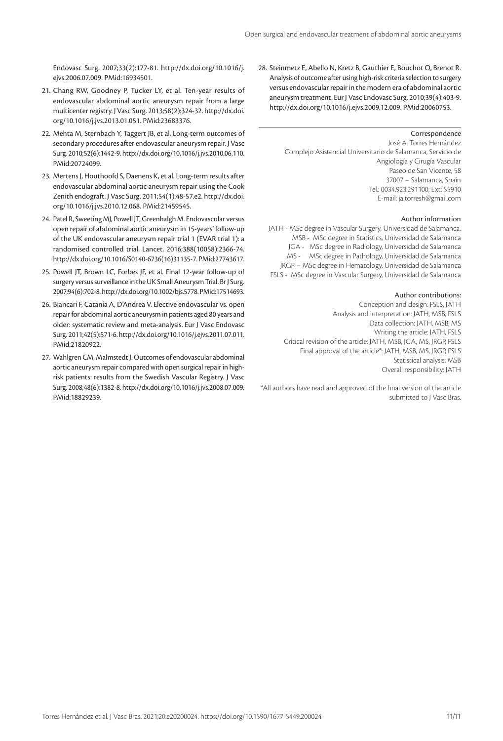Endovasc Surg. 2007;33(2):177-81. http://dx.doi.org/10.1016/j.ejvs.2006.07.009. PMid:16934501.

21. Chang RW, Goodney P, Tucker LY, et al. Ten-year results of endovascular abdominal aortic aneurysm repair from a large multicenter registry. J Vasc Surg. 2013;58(2):324-32. http://dx.doi.org/10.1016/j.jvs.2013.01.051. PMid:23683376.

22. Mehta M, Sternbach Y, Taggert JB, et al. Long-term outcomes of secondary procedures after endovascular aneurysm repair. J Vasc Surg. 2010;52(6):1442-9. http://dx.doi.org/10.1016/j.jvs.2010.06.110. PMid:20724099.

23. Mertens J, Houthoofd S, Daenens K, et al. Long-term results after endovascular abdominal aortic aneurysm repair using the Cook Zenith endograft. J Vasc Surg. 2011;54(1):48-57.e2. http://dx.doi.org/10.1016/j.jvs.2010.12.068. PMid:21459545.

24. Patel R, Sweeting MJ, Powell JT, Greenhalgh M. Endovascular versus open repair of abdominal aortic aneurysm in 15-years' follow-up of the UK endovascular aneurysm repair trial 1 (EVAR trial 1): a randomised controlled trial. Lancet. 2016;388(10058):2366-74. http://dx.doi.org/10.1016/S0140-6736(16)31135-7. PMid:27743617.

25. Powell JT, Brown LC, Forbes JF, et al. Final 12-year follow-up of surgery versus surveillance in the UK Small Aneurysm Trial. Br J Surg. 2007;94(6):702-8. http://dx.doi.org/10.1002/bjs.5778. PMid:17514693.

26. Biancari F, Catania A, D'Andrea V. Elective endovascular vs. open repair for abdominal aortic aneurysm in patients aged 80 years and older: systematic review and meta-analysis. Eur J Vasc Endovasc Surg. 2011;42(5):571-6. http://dx.doi.org/10.1016/j.ejvs.2011.07.011. PMid:21820922.

27. Wahlgren CM, Malmstedt J. Outcomes of endovascular abdominal aortic aneurysm repair compared with open surgical repair in high-risk patients: results from the Swedish Vascular Registry. J Vasc Surg. 2008;48(6):1382-8. http://dx.doi.org/10.1016/j.jvs.2008.07.009. PMid:18829239.

28. Steinmetz E, Abello N, Kretz B, Gauthier E, Bouchot O, Brenot R. Analysis of outcome after using high-risk criteria selection to surgery versus endovascular repair in the modern era of abdominal aortic aneurysm treatment. Eur J Vasc Endovasc Surg. 2010;39(4):403-9. http://dx.doi.org/10.1016/j.ejvs.2009.12.009. PMid:20060753.

---

Correspondence
José A. Torres Hernández
Complejo Asistencial Universitario de Salamanca, Servicio de Angiología y Cirugía Vascular
Paseo de San Vicente, 58
37007 – Salamanca, Spain
Tel.: 0034.923.291100; Ext: 55910
E-mail: ja.torresh@gmail.com

Author information
JATH - MSc degree in Vascular Surgery, Universidad de Salamanca.
MSB - MSc degree in Statistics, Universidad de Salamanca
JGA - MSc degree in Radiology, Universidad de Salamanca
MS - MSc degree in Pathology, Universidad de Salamanca
JRGP – MSc degree in Hematology, Universidad de Salamanca
FSLS - MSc degree in Vascular Surgery, Universidad de Salamanca

Author contributions:
Conception and design: FSLS, JATH
Analysis and interpretation: JATH, MSB, FSLS
Data collection: JATH, MSB, MS
Writing the article: JATH, FSLS
Critical revision of the article: JATH, MSB, JGA, MS, JRGP, FSLS
Final approval of the article*: JATH, MSB, MS, JRGP, FSLS
Statistical analysis: MSB
Overall responsibility: JATH

*All authors have read and approved of the final version of the article submitted to J Vasc Bras.